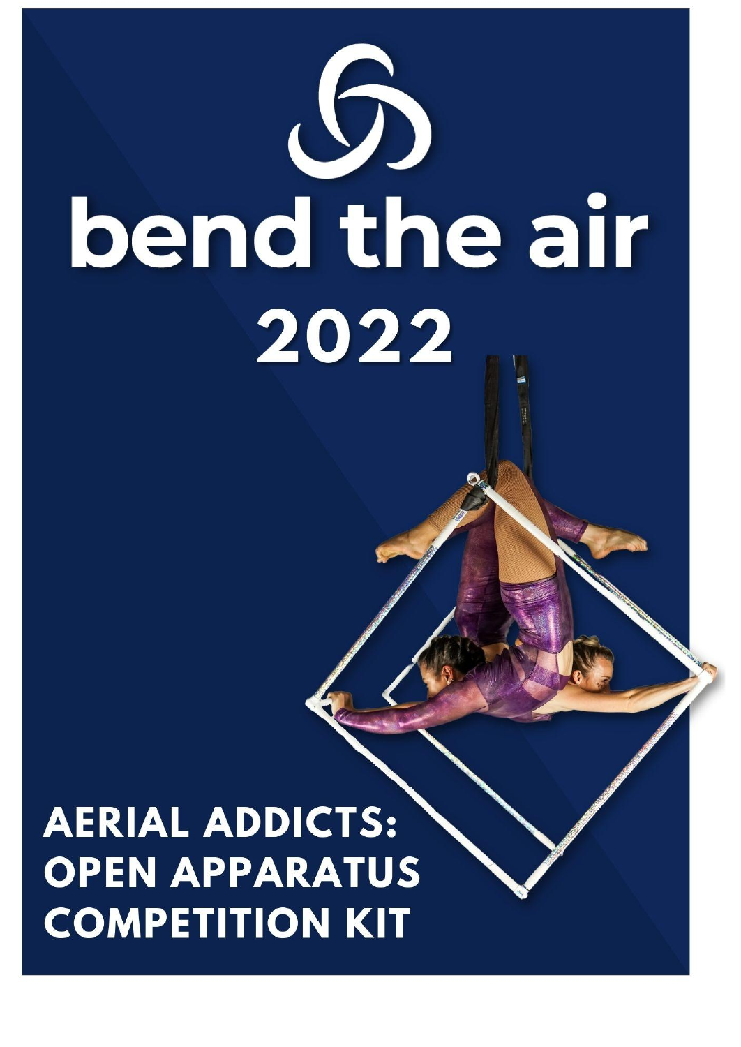# bend the air

# 2022

## AERIAL ADDICTS: OPEN APPARATUS COMPETITION KIT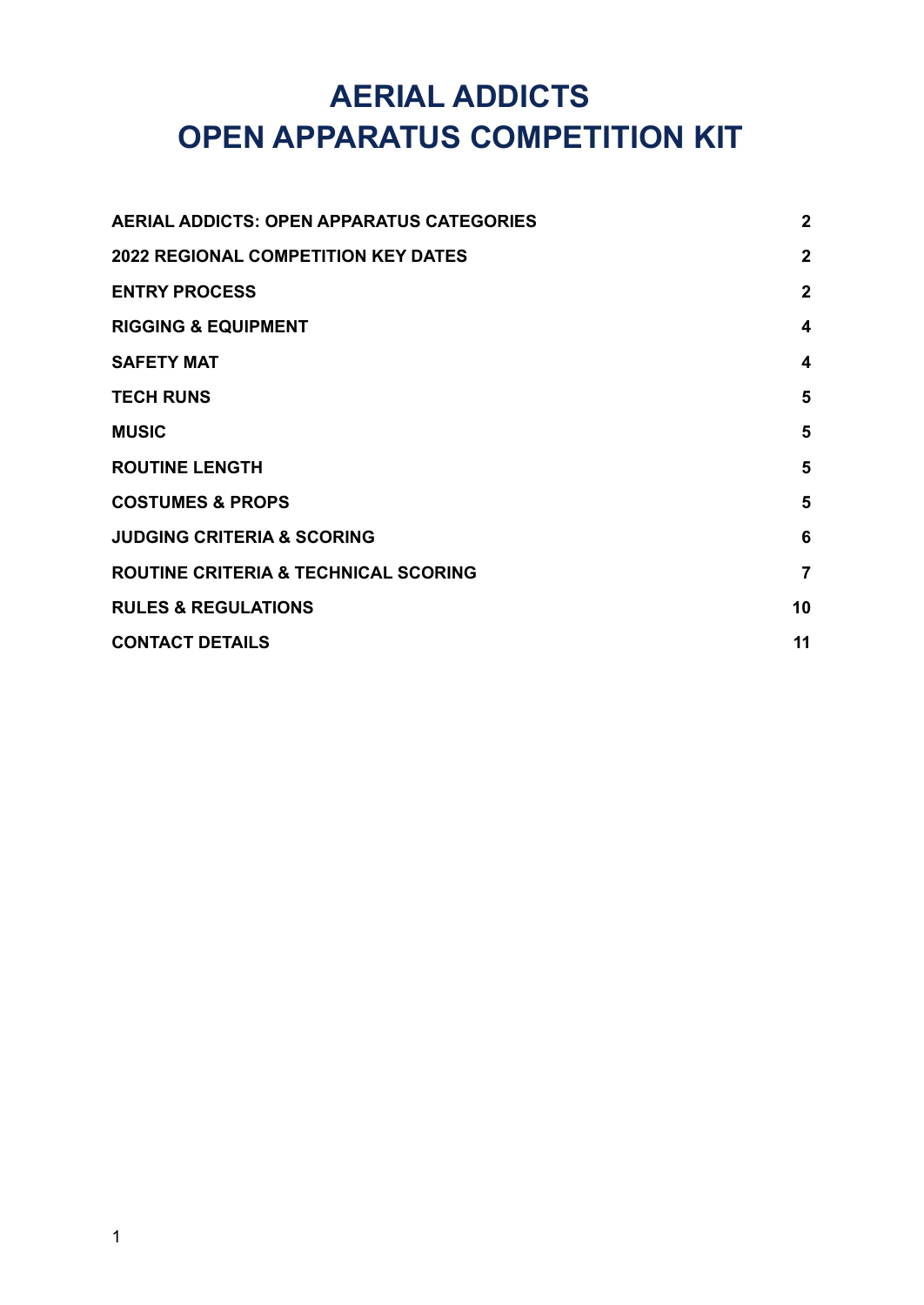# AERIAL ADDICTS
# OPEN APPARATUS COMPETITION KIT

| | |
|---|---|
| **AERIAL ADDICTS: OPEN APPARATUS CATEGORIES** | **2** |
| **2022 REGIONAL COMPETITION KEY DATES** | **2** |
| **ENTRY PROCESS** | **2** |
| **RIGGING & EQUIPMENT** | **4** |
| **SAFETY MAT** | **4** |
| **TECH RUNS** | **5** |
| **MUSIC** | **5** |
| **ROUTINE LENGTH** | **5** |
| **COSTUMES & PROPS** | **5** |
| **JUDGING CRITERIA & SCORING** | **6** |
| **ROUTINE CRITERIA & TECHNICAL SCORING** | **7** |
| **RULES & REGULATIONS** | **10** |
| **CONTACT DETAILS** | **11** |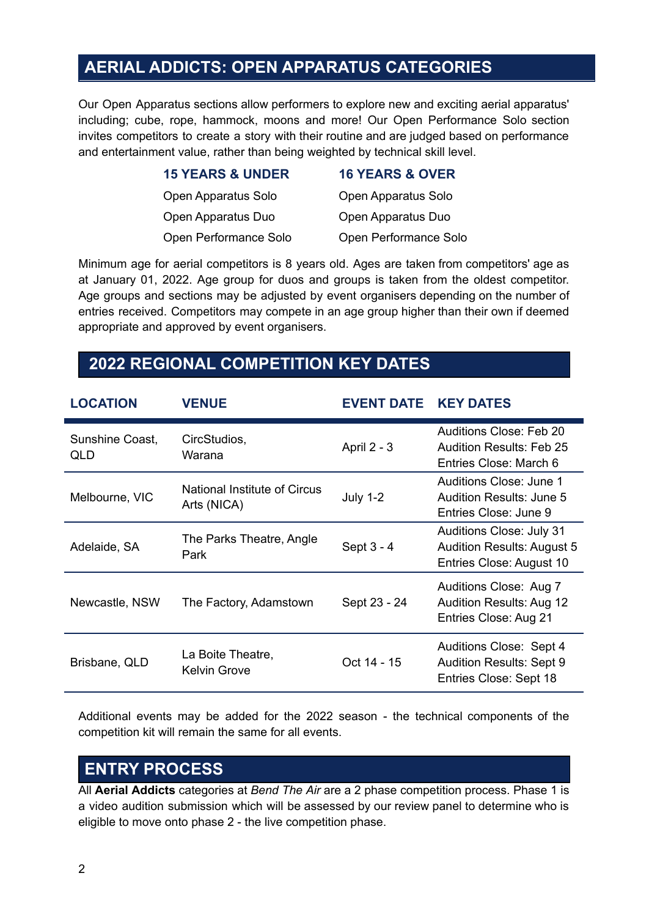## AERIAL ADDICTS: OPEN APPARATUS CATEGORIES

Our Open Apparatus sections allow performers to explore new and exciting aerial apparatus' including; cube, rope, hammock, moons and more! Our Open Performance Solo section invites competitors to create a story with their routine and are judged based on performance and entertainment value, rather than being weighted by technical skill level.

| 15 YEARS & UNDER | 16 YEARS & OVER |
|---|---|
| Open Apparatus Solo | Open Apparatus Solo |
| Open Apparatus Duo | Open Apparatus Duo |
| Open Performance Solo | Open Performance Solo |

Minimum age for aerial competitors is 8 years old. Ages are taken from competitors' age as at January 01, 2022. Age group for duos and groups is taken from the oldest competitor. Age groups and sections may be adjusted by event organisers depending on the number of entries received. Competitors may compete in an age group higher than their own if deemed appropriate and approved by event organisers.

## 2022 REGIONAL COMPETITION KEY DATES

| LOCATION | VENUE | EVENT DATE | KEY DATES |
|---|---|---|---|
| Sunshine Coast, QLD | CircStudios, Warana | April 2 - 3 | Auditions Close: Feb 20<br>Audition Results: Feb 25<br>Entries Close: March 6 |
| Melbourne, VIC | National Institute of Circus Arts (NICA) | July 1-2 | Auditions Close: June 1<br>Audition Results: June 5<br>Entries Close: June 9 |
| Adelaide, SA | The Parks Theatre, Angle Park | Sept 3 - 4 | Auditions Close: July 31<br>Audition Results: August 5<br>Entries Close: August 10 |
| Newcastle, NSW | The Factory, Adamstown | Sept 23 - 24 | Auditions Close: Aug 7<br>Audition Results: Aug 12<br>Entries Close: Aug 21 |
| Brisbane, QLD | La Boite Theatre, Kelvin Grove | Oct 14 - 15 | Auditions Close: Sept 4<br>Audition Results: Sept 9<br>Entries Close: Sept 18 |

Additional events may be added for the 2022 season - the technical components of the competition kit will remain the same for all events.

## ENTRY PROCESS

All **Aerial Addicts** categories at *Bend The Air* are a 2 phase competition process. Phase 1 is a video audition submission which will be assessed by our review panel to determine who is eligible to move onto phase 2 - the live competition phase.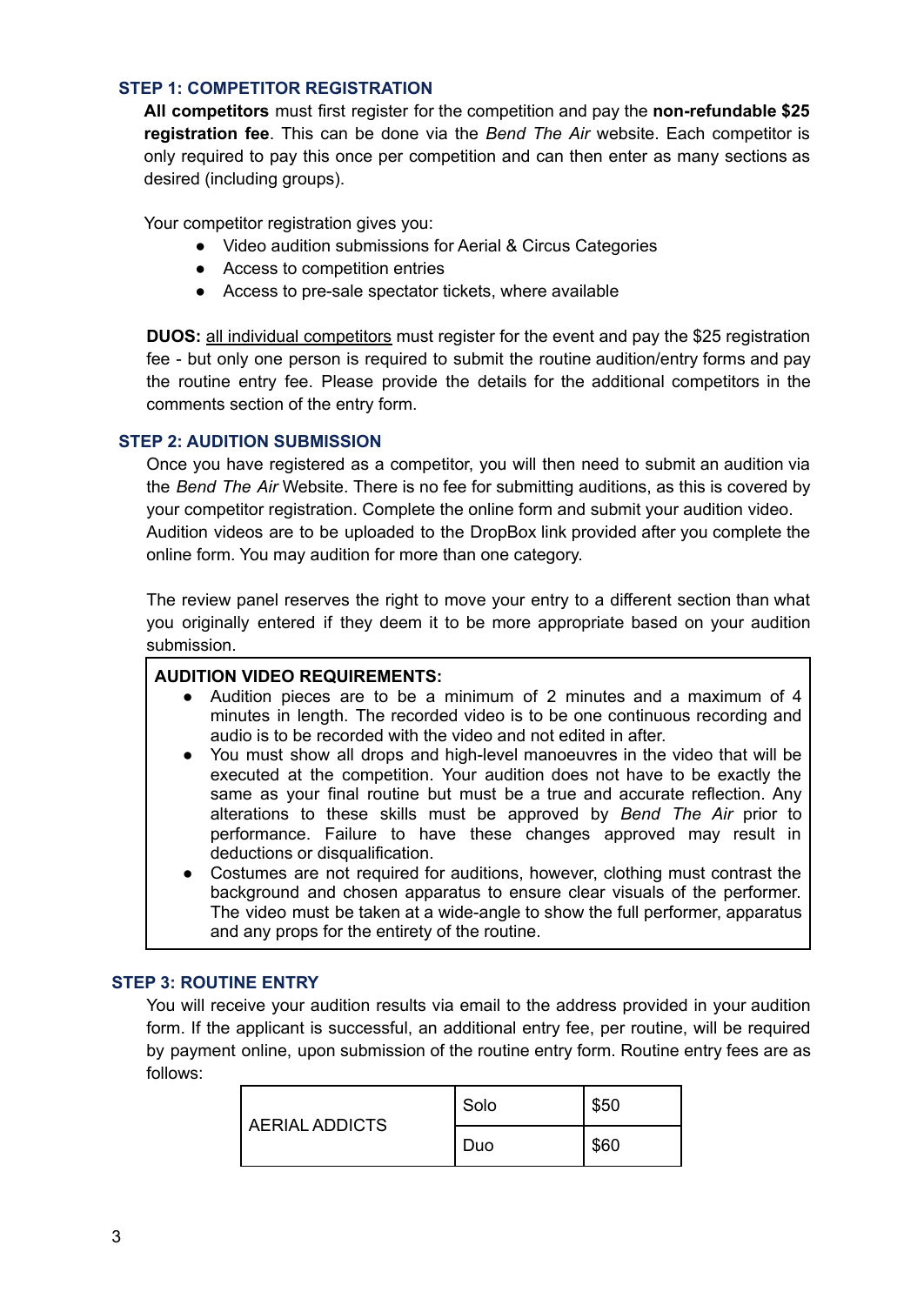### STEP 1: COMPETITOR REGISTRATION

**All competitors** must first register for the competition and pay the **non-refundable $25 registration fee**. This can be done via the *Bend The Air* website. Each competitor is only required to pay this once per competition and can then enter as many sections as desired (including groups).

Your competitor registration gives you:

- Video audition submissions for Aerial & Circus Categories
- Access to competition entries
- Access to pre-sale spectator tickets, where available

**DUOS:** <u>all individual competitors</u> must register for the event and pay the $25 registration fee - but only one person is required to submit the routine audition/entry forms and pay the routine entry fee. Please provide the details for the additional competitors in the comments section of the entry form.

### STEP 2: AUDITION SUBMISSION

Once you have registered as a competitor, you will then need to submit an audition via the *Bend The Air* Website. There is no fee for submitting auditions, as this is covered by your competitor registration. Complete the online form and submit your audition video. Audition videos are to be uploaded to the DropBox link provided after you complete the online form. You may audition for more than one category.

The review panel reserves the right to move your entry to a different section than what you originally entered if they deem it to be more appropriate based on your audition submission.

**AUDITION VIDEO REQUIREMENTS:**

- Audition pieces are to be a minimum of 2 minutes and a maximum of 4 minutes in length. The recorded video is to be one continuous recording and audio is to be recorded with the video and not edited in after.
- You must show all drops and high-level manoeuvres in the video that will be executed at the competition. Your audition does not have to be exactly the same as your final routine but must be a true and accurate reflection. Any alterations to these skills must be approved by *Bend The Air* prior to performance. Failure to have these changes approved may result in deductions or disqualification.
- Costumes are not required for auditions, however, clothing must contrast the background and chosen apparatus to ensure clear visuals of the performer. The video must be taken at a wide-angle to show the full performer, apparatus and any props for the entirety of the routine.

### STEP 3: ROUTINE ENTRY

You will receive your audition results via email to the address provided in your audition form. If the applicant is successful, an additional entry fee, per routine, will be required by payment online, upon submission of the routine entry form. Routine entry fees are as follows:

| | | |
|---|---|---|
| AERIAL ADDICTS | Solo | $50 |
| | Duo | $60 |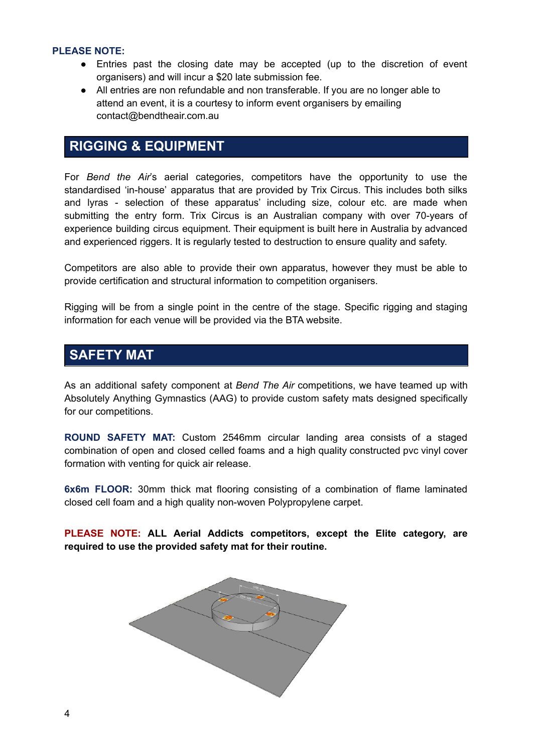**PLEASE NOTE:**

- Entries past the closing date may be accepted (up to the discretion of event organisers) and will incur a $20 late submission fee.
- All entries are non refundable and non transferable. If you are no longer able to attend an event, it is a courtesy to inform event organisers by emailing contact@bendtheair.com.au

## RIGGING & EQUIPMENT

For *Bend the Air*'s aerial categories, competitors have the opportunity to use the standardised 'in-house' apparatus that are provided by Trix Circus. This includes both silks and lyras - selection of these apparatus' including size, colour etc. are made when submitting the entry form. Trix Circus is an Australian company with over 70-years of experience building circus equipment. Their equipment is built here in Australia by advanced and experienced riggers. It is regularly tested to destruction to ensure quality and safety.

Competitors are also able to provide their own apparatus, however they must be able to provide certification and structural information to competition organisers.

Rigging will be from a single point in the centre of the stage. Specific rigging and staging information for each venue will be provided via the BTA website.

## SAFETY MAT

As an additional safety component at *Bend The Air* competitions, we have teamed up with Absolutely Anything Gymnastics (AAG) to provide custom safety mats designed specifically for our competitions.

**ROUND SAFETY MAT:** Custom 2546mm circular landing area consists of a staged combination of open and closed celled foams and a high quality constructed pvc vinyl cover formation with venting for quick air release.

**6x6m FLOOR:** 30mm thick mat flooring consisting of a combination of flame laminated closed cell foam and a high quality non-woven Polypropylene carpet.

**PLEASE NOTE: ALL Aerial Addicts competitors, except the Elite category, are required to use the provided safety mat for their routine.**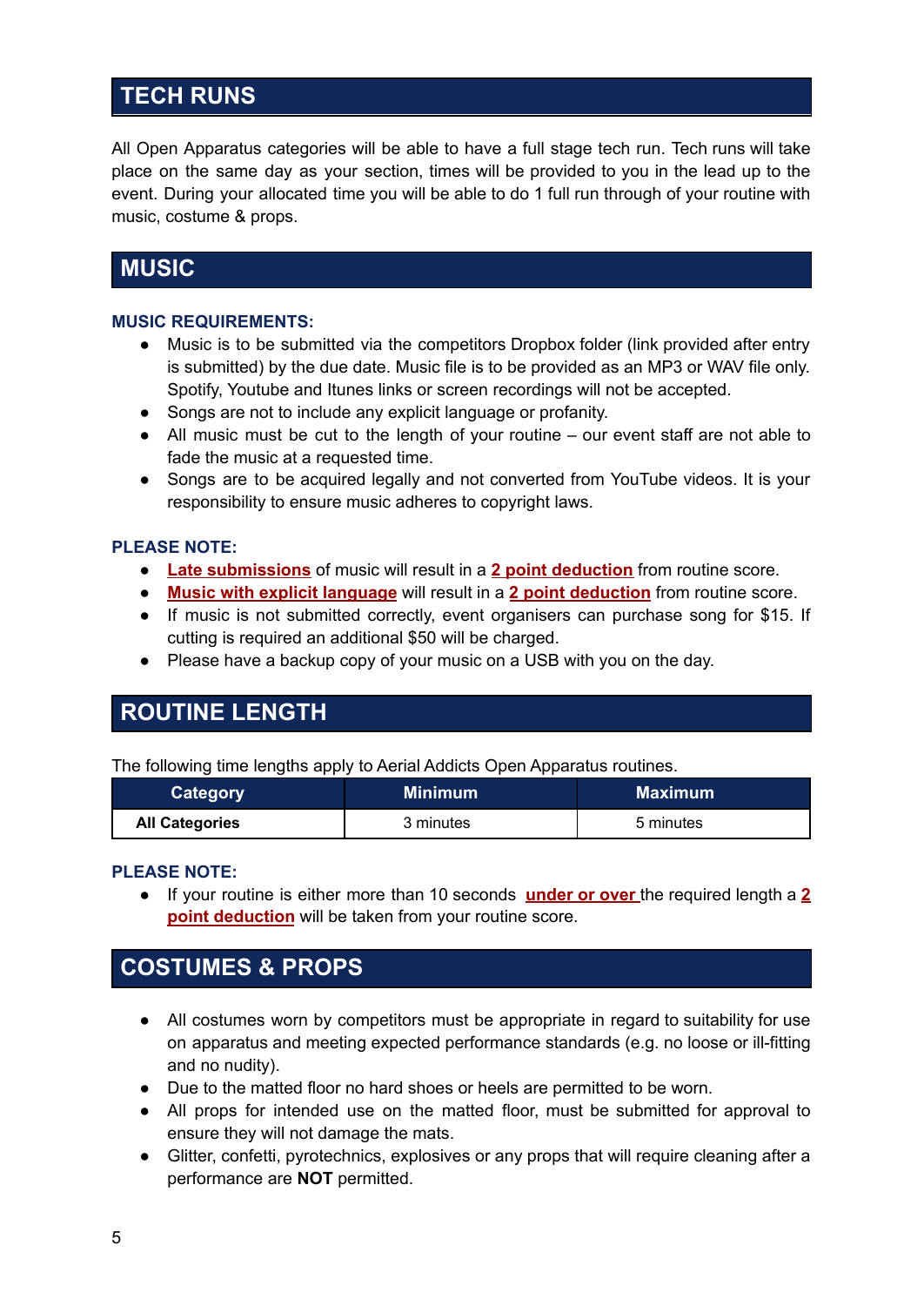## TECH RUNS

All Open Apparatus categories will be able to have a full stage tech run. Tech runs will take place on the same day as your section, times will be provided to you in the lead up to the event. During your allocated time you will be able to do 1 full run through of your routine with music, costume & props.

## MUSIC

### MUSIC REQUIREMENTS:

- Music is to be submitted via the competitors Dropbox folder (link provided after entry is submitted) by the due date. Music file is to be provided as an MP3 or WAV file only. Spotify, Youtube and Itunes links or screen recordings will not be accepted.
- Songs are not to include any explicit language or profanity.
- All music must be cut to the length of your routine – our event staff are not able to fade the music at a requested time.
- Songs are to be acquired legally and not converted from YouTube videos. It is your responsibility to ensure music adheres to copyright laws.

### PLEASE NOTE:

- **Late submissions** of music will result in a **2 point deduction** from routine score.
- **Music with explicit language** will result in a **2 point deduction** from routine score.
- If music is not submitted correctly, event organisers can purchase song for $15. If cutting is required an additional $50 will be charged.
- Please have a backup copy of your music on a USB with you on the day.

## ROUTINE LENGTH

The following time lengths apply to Aerial Addicts Open Apparatus routines.

| Category | Minimum | Maximum |
|---|---|---|
| **All Categories** | 3 minutes | 5 minutes |

### PLEASE NOTE:

- If your routine is either more than 10 seconds **under or over** the required length a **2 point deduction** will be taken from your routine score.

## COSTUMES & PROPS

- All costumes worn by competitors must be appropriate in regard to suitability for use on apparatus and meeting expected performance standards (e.g. no loose or ill-fitting and no nudity).
- Due to the matted floor no hard shoes or heels are permitted to be worn.
- All props for intended use on the matted floor, must be submitted for approval to ensure they will not damage the mats.
- Glitter, confetti, pyrotechnics, explosives or any props that will require cleaning after a performance are **NOT** permitted.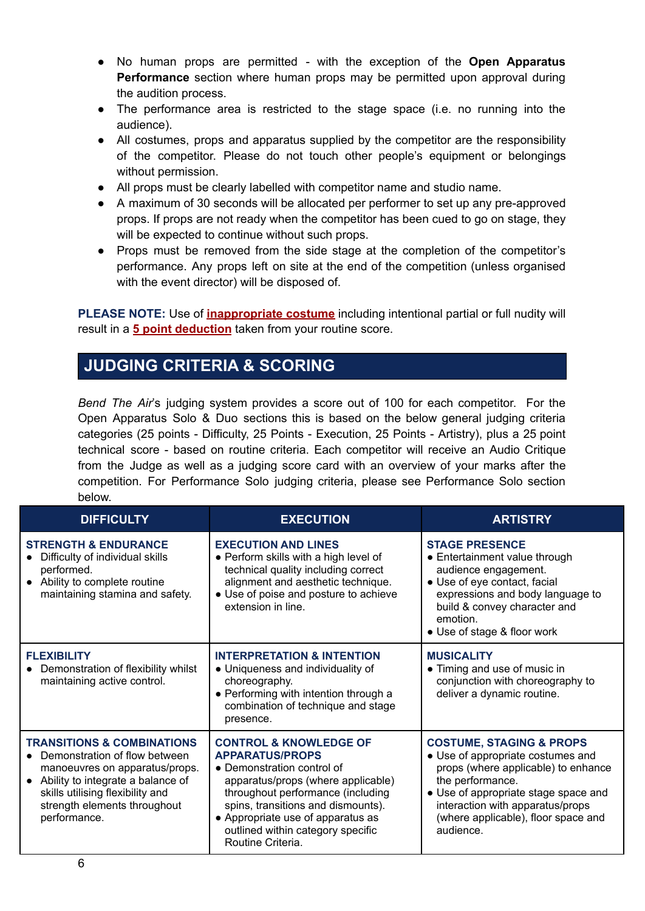- No human props are permitted - with the exception of the **Open Apparatus Performance** section where human props may be permitted upon approval during the audition process.
- The performance area is restricted to the stage space (i.e. no running into the audience).
- All costumes, props and apparatus supplied by the competitor are the responsibility of the competitor. Please do not touch other people's equipment or belongings without permission.
- All props must be clearly labelled with competitor name and studio name.
- A maximum of 30 seconds will be allocated per performer to set up any pre-approved props. If props are not ready when the competitor has been cued to go on stage, they will be expected to continue without such props.
- Props must be removed from the side stage at the completion of the competitor's performance. Any props left on site at the end of the competition (unless organised with the event director) will be disposed of.

**PLEASE NOTE:** Use of **inappropriate costume** including intentional partial or full nudity will result in a **5 point deduction** taken from your routine score.

## JUDGING CRITERIA & SCORING

*Bend The Air*'s judging system provides a score out of 100 for each competitor. For the Open Apparatus Solo & Duo sections this is based on the below general judging criteria categories (25 points - Difficulty, 25 Points - Execution, 25 Points - Artistry), plus a 25 point technical score - based on routine criteria. Each competitor will receive an Audio Critique from the Judge as well as a judging score card with an overview of your marks after the competition. For Performance Solo judging criteria, please see Performance Solo section below.

| DIFFICULTY | EXECUTION | ARTISTRY |
|---|---|---|
| **STRENGTH & ENDURANCE**<br>• Difficulty of individual skills performed.<br>• Ability to complete routine maintaining stamina and safety. | **EXECUTION AND LINES**<br>• Perform skills with a high level of technical quality including correct alignment and aesthetic technique.<br>• Use of poise and posture to achieve extension in line. | **STAGE PRESENCE**<br>• Entertainment value through audience engagement.<br>• Use of eye contact, facial expressions and body language to build & convey character and emotion.<br>• Use of stage & floor work |
| **FLEXIBILITY**<br>• Demonstration of flexibility whilst maintaining active control. | **INTERPRETATION & INTENTION**<br>• Uniqueness and individuality of choreography.<br>• Performing with intention through a combination of technique and stage presence. | **MUSICALITY**<br>• Timing and use of music in conjunction with choreography to deliver a dynamic routine. |
| **TRANSITIONS & COMBINATIONS**<br>• Demonstration of flow between manoeuvres on apparatus/props.<br>• Ability to integrate a balance of skills utilising flexibility and strength elements throughout performance. | **CONTROL & KNOWLEDGE OF APPARATUS/PROPS**<br>• Demonstration control of apparatus/props (where applicable) throughout performance (including spins, transitions and dismounts).<br>• Appropriate use of apparatus as outlined within category specific Routine Criteria. | **COSTUME, STAGING & PROPS**<br>• Use of appropriate costumes and props (where applicable) to enhance the performance.<br>• Use of appropriate stage space and interaction with apparatus/props (where applicable), floor space and audience. |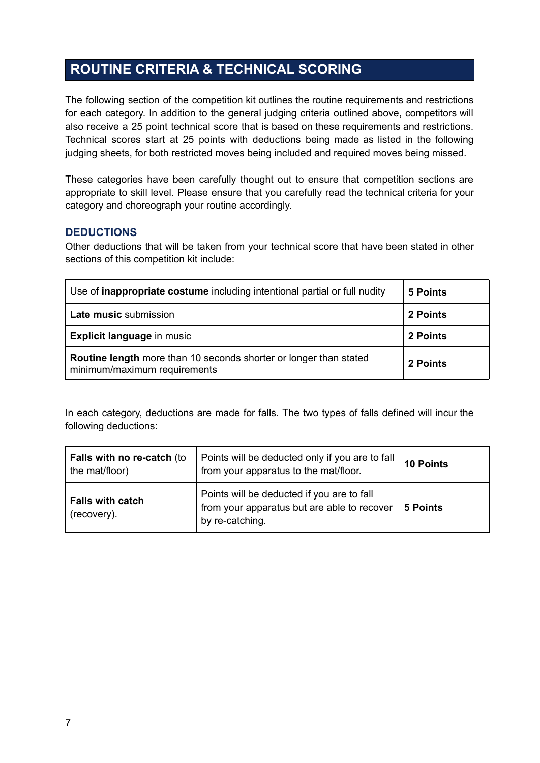## ROUTINE CRITERIA & TECHNICAL SCORING

The following section of the competition kit outlines the routine requirements and restrictions for each category. In addition to the general judging criteria outlined above, competitors will also receive a 25 point technical score that is based on these requirements and restrictions. Technical scores start at 25 points with deductions being made as listed in the following judging sheets, for both restricted moves being included and required moves being missed.

These categories have been carefully thought out to ensure that competition sections are appropriate to skill level. Please ensure that you carefully read the technical criteria for your category and choreograph your routine accordingly.

### DEDUCTIONS

Other deductions that will be taken from your technical score that have been stated in other sections of this competition kit include:

| Deduction | Points |
|---|---|
| Use of **inappropriate costume** including intentional partial or full nudity | **5 Points** |
| **Late music** submission | **2 Points** |
| **Explicit language** in music | **2 Points** |
| **Routine length** more than 10 seconds shorter or longer than stated minimum/maximum requirements | **2 Points** |

In each category, deductions are made for falls. The two types of falls defined will incur the following deductions:

| Fall type | Description | Points |
|---|---|---|
| **Falls with no re-catch** (to the mat/floor) | Points will be deducted only if you are to fall from your apparatus to the mat/floor. | **10 Points** |
| **Falls with catch** (recovery). | Points will be deducted if you are to fall from your apparatus but are able to recover by re-catching. | **5 Points** |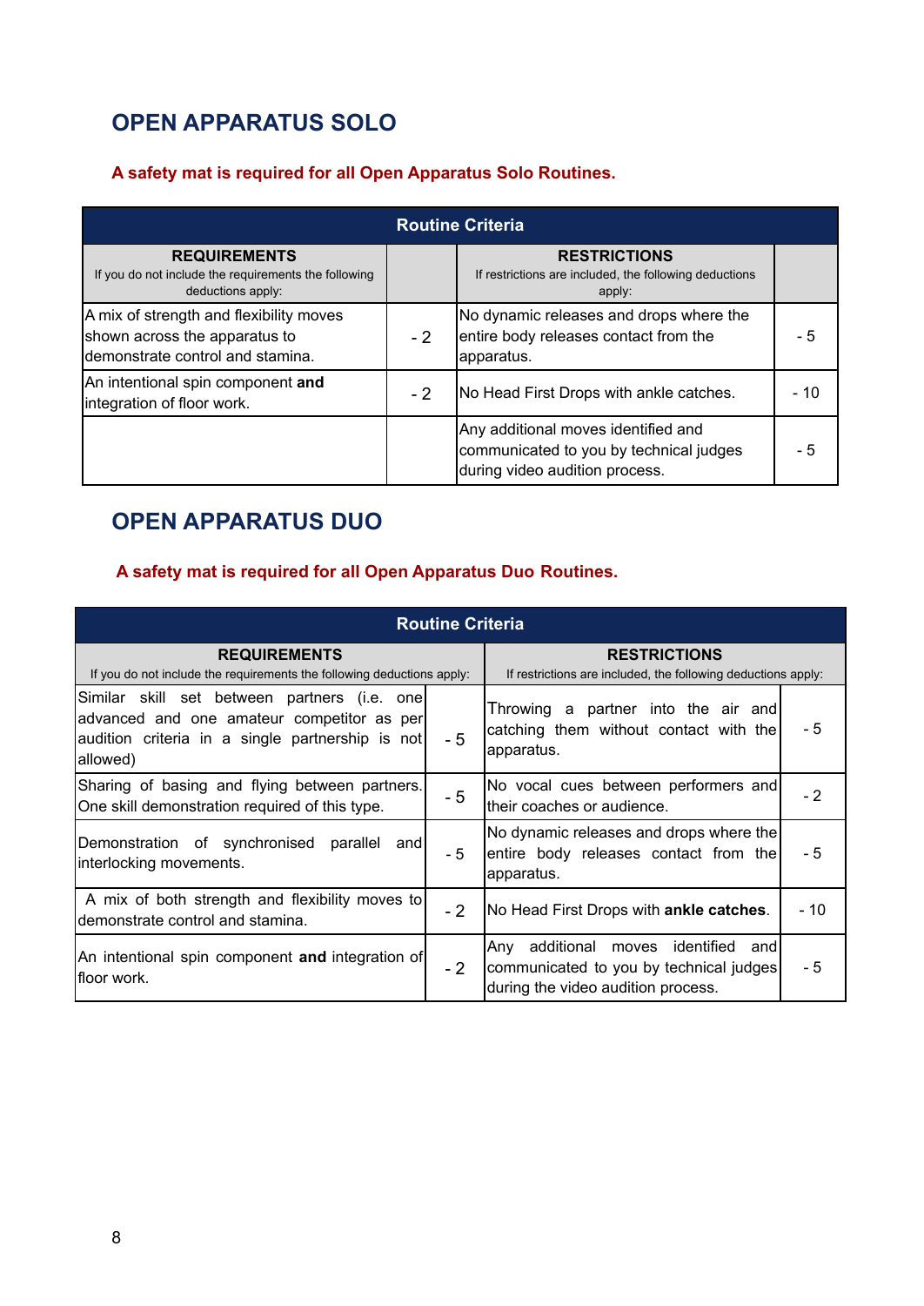## OPEN APPARATUS SOLO

**A safety mat is required for all Open Apparatus Solo Routines.**

| Routine Criteria | | | |
|---|---|---|---|
| **REQUIREMENTS** If you do not include the requirements the following deductions apply: | | **RESTRICTIONS** If restrictions are included, the following deductions apply: | |
| A mix of strength and flexibility moves shown across the apparatus to demonstrate control and stamina. | - 2 | No dynamic releases and drops where the entire body releases contact from the apparatus. | - 5 |
| An intentional spin component **and** integration of floor work. | - 2 | No Head First Drops with ankle catches. | - 10 |
| | | Any additional moves identified and communicated to you by technical judges during video audition process. | - 5 |

## OPEN APPARATUS DUO

**A safety mat is required for all Open Apparatus Duo Routines.**

| Routine Criteria | | | |
|---|---|---|---|
| **REQUIREMENTS** If you do not include the requirements the following deductions apply: | | **RESTRICTIONS** If restrictions are included, the following deductions apply: | |
| Similar skill set between partners (i.e. one advanced and one amateur competitor as per audition criteria in a single partnership is not allowed) | - 5 | Throwing a partner into the air and catching them without contact with the apparatus. | - 5 |
| Sharing of basing and flying between partners. One skill demonstration required of this type. | - 5 | No vocal cues between performers and their coaches or audience. | - 2 |
| Demonstration of synchronised parallel and interlocking movements. | - 5 | No dynamic releases and drops where the entire body releases contact from the apparatus. | - 5 |
| A mix of both strength and flexibility moves to demonstrate control and stamina. | - 2 | No Head First Drops with **ankle catches**. | - 10 |
| An intentional spin component **and** integration of floor work. | - 2 | Any additional moves identified and communicated to you by technical judges during the video audition process. | - 5 |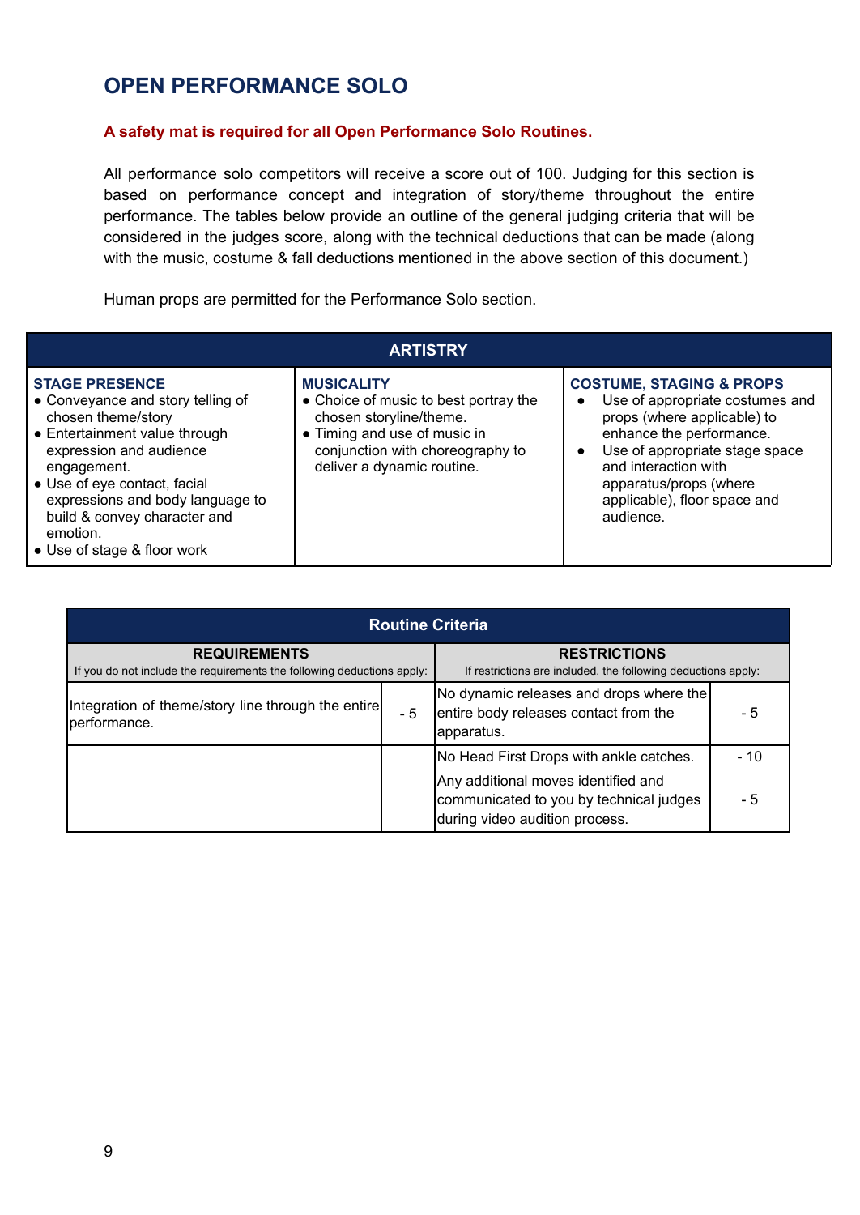# OPEN PERFORMANCE SOLO

**A safety mat is required for all Open Performance Solo Routines.**

All performance solo competitors will receive a score out of 100. Judging for this section is based on performance concept and integration of story/theme throughout the entire performance. The tables below provide an outline of the general judging criteria that will be considered in the judges score, along with the technical deductions that can be made (along with the music, costume & fall deductions mentioned in the above section of this document.)

Human props are permitted for the Performance Solo section.

| ARTISTRY | | |
|---|---|---|
| **STAGE PRESENCE**<br>• Conveyance and story telling of chosen theme/story<br>• Entertainment value through expression and audience engagement.<br>• Use of eye contact, facial expressions and body language to build & convey character and emotion.<br>• Use of stage & floor work | **MUSICALITY**<br>• Choice of music to best portray the chosen storyline/theme.<br>• Timing and use of music in conjunction with choreography to deliver a dynamic routine. | **COSTUME, STAGING & PROPS**<br>• Use of appropriate costumes and props (where applicable) to enhance the performance.<br>• Use of appropriate stage space and interaction with apparatus/props (where applicable), floor space and audience. |

| Routine Criteria | | | |
|---|---|---|---|
| **REQUIREMENTS**<br>If you do not include the requirements the following deductions apply: | | **RESTRICTIONS**<br>If restrictions are included, the following deductions apply: | |
| Integration of theme/story line through the entire performance. | - 5 | No dynamic releases and drops where the entire body releases contact from the apparatus. | - 5 |
| | | No Head First Drops with ankle catches. | - 10 |
| | | Any additional moves identified and communicated to you by technical judges during video audition process. | - 5 |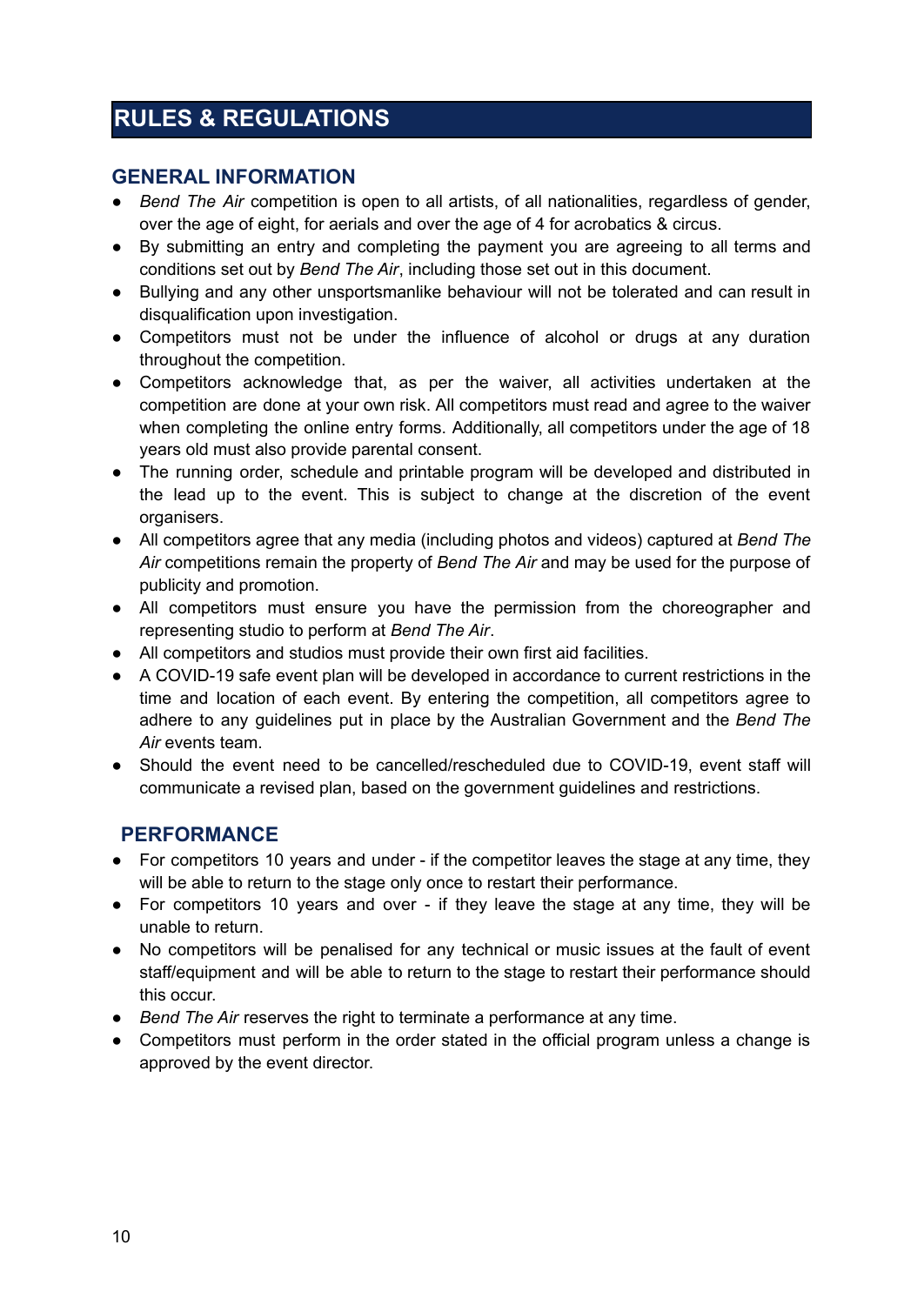# RULES & REGULATIONS

## GENERAL INFORMATION

- *Bend The Air* competition is open to all artists, of all nationalities, regardless of gender, over the age of eight, for aerials and over the age of 4 for acrobatics & circus.
- By submitting an entry and completing the payment you are agreeing to all terms and conditions set out by *Bend The Air*, including those set out in this document.
- Bullying and any other unsportsmanlike behaviour will not be tolerated and can result in disqualification upon investigation.
- Competitors must not be under the influence of alcohol or drugs at any duration throughout the competition.
- Competitors acknowledge that, as per the waiver, all activities undertaken at the competition are done at your own risk. All competitors must read and agree to the waiver when completing the online entry forms. Additionally, all competitors under the age of 18 years old must also provide parental consent.
- The running order, schedule and printable program will be developed and distributed in the lead up to the event. This is subject to change at the discretion of the event organisers.
- All competitors agree that any media (including photos and videos) captured at *Bend The Air* competitions remain the property of *Bend The Air* and may be used for the purpose of publicity and promotion.
- All competitors must ensure you have the permission from the choreographer and representing studio to perform at *Bend The Air*.
- All competitors and studios must provide their own first aid facilities.
- A COVID-19 safe event plan will be developed in accordance to current restrictions in the time and location of each event. By entering the competition, all competitors agree to adhere to any guidelines put in place by the Australian Government and the *Bend The Air* events team.
- Should the event need to be cancelled/rescheduled due to COVID-19, event staff will communicate a revised plan, based on the government guidelines and restrictions.

## PERFORMANCE

- For competitors 10 years and under - if the competitor leaves the stage at any time, they will be able to return to the stage only once to restart their performance.
- For competitors 10 years and over - if they leave the stage at any time, they will be unable to return.
- No competitors will be penalised for any technical or music issues at the fault of event staff/equipment and will be able to return to the stage to restart their performance should this occur.
- *Bend The Air* reserves the right to terminate a performance at any time.
- Competitors must perform in the order stated in the official program unless a change is approved by the event director.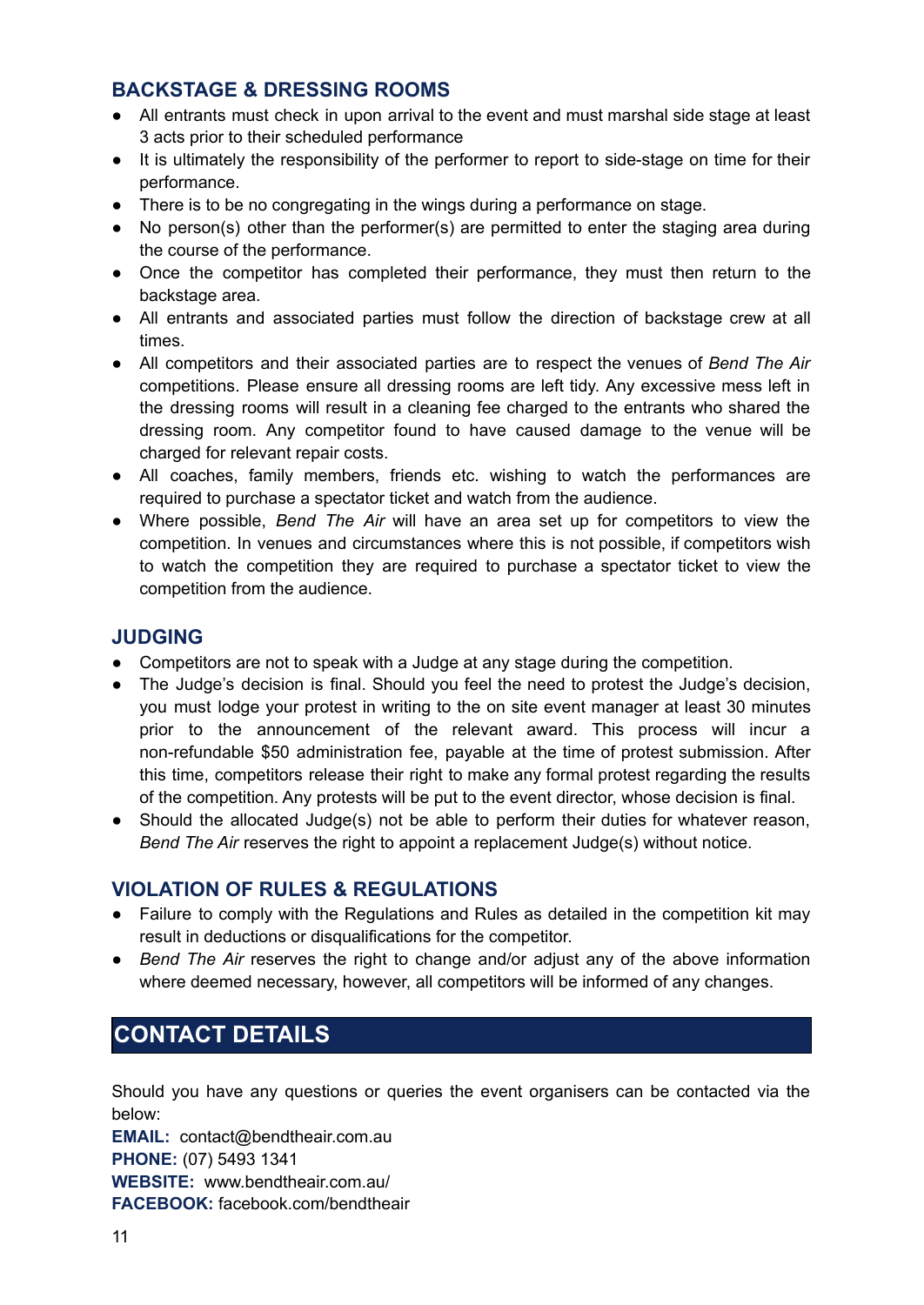## BACKSTAGE & DRESSING ROOMS

- All entrants must check in upon arrival to the event and must marshal side stage at least 3 acts prior to their scheduled performance
- It is ultimately the responsibility of the performer to report to side-stage on time for their performance.
- There is to be no congregating in the wings during a performance on stage.
- No person(s) other than the performer(s) are permitted to enter the staging area during the course of the performance.
- Once the competitor has completed their performance, they must then return to the backstage area.
- All entrants and associated parties must follow the direction of backstage crew at all times.
- All competitors and their associated parties are to respect the venues of *Bend The Air* competitions. Please ensure all dressing rooms are left tidy. Any excessive mess left in the dressing rooms will result in a cleaning fee charged to the entrants who shared the dressing room. Any competitor found to have caused damage to the venue will be charged for relevant repair costs.
- All coaches, family members, friends etc. wishing to watch the performances are required to purchase a spectator ticket and watch from the audience.
- Where possible, *Bend The Air* will have an area set up for competitors to view the competition. In venues and circumstances where this is not possible, if competitors wish to watch the competition they are required to purchase a spectator ticket to view the competition from the audience.

## JUDGING

- Competitors are not to speak with a Judge at any stage during the competition.
- The Judge's decision is final. Should you feel the need to protest the Judge's decision, you must lodge your protest in writing to the on site event manager at least 30 minutes prior to the announcement of the relevant award. This process will incur a non-refundable $50 administration fee, payable at the time of protest submission. After this time, competitors release their right to make any formal protest regarding the results of the competition. Any protests will be put to the event director, whose decision is final.
- Should the allocated Judge(s) not be able to perform their duties for whatever reason, *Bend The Air* reserves the right to appoint a replacement Judge(s) without notice.

## VIOLATION OF RULES & REGULATIONS

- Failure to comply with the Regulations and Rules as detailed in the competition kit may result in deductions or disqualifications for the competitor.
- *Bend The Air* reserves the right to change and/or adjust any of the above information where deemed necessary, however, all competitors will be informed of any changes.

# CONTACT DETAILS

Should you have any questions or queries the event organisers can be contacted via the below:

**EMAIL:** contact@bendtheair.com.au
**PHONE:** (07) 5493 1341
**WEBSITE:** www.bendtheair.com.au/
**FACEBOOK:** facebook.com/bendtheair